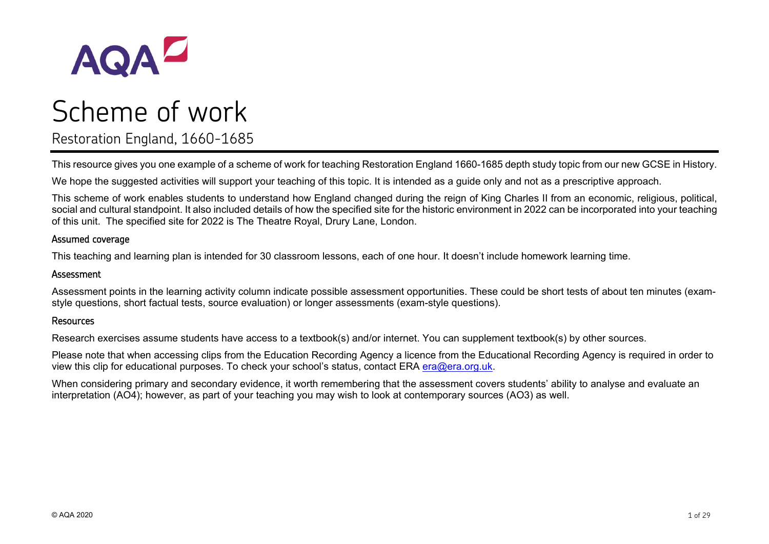AQA

# Scheme of work

## Restoration England, 1660-1685

This resource gives you one example of a scheme of work for teaching Restoration England 1660-1685 depth study topic from our new GCSE in History.

We hope the suggested activities will support your teaching of this topic. It is intended as a guide only and not as a prescriptive approach.

This scheme of work enables students to understand how England changed during the reign of King Charles II from an economic, religious, political, social and cultural standpoint. It also included details of how the specified site for the historic environment in 2022 can be incorporated into your teaching of this unit. The specified site for 2022 is The Theatre Royal, Drury Lane, London.

### Assumed coverage

This teaching and learning plan is intended for 30 classroom lessons, each of one hour. It doesn't include homework learning time.

### Assessment

Assessment points in the learning activity column indicate possible assessment opportunities. These could be short tests of about ten minutes (exam-style questions, short factual tests, source evaluation) or longer assessments (exam-style questions).

### Resources

Research exercises assume students have access to a textbook(s) and/or internet. You can supplement textbook(s) by other sources.

Please note that when accessing clips from the Education Recording Agency a licence from the Educational Recording Agency is required in order to view this clip for educational purposes. To check your school's status, contact ERA era@era.org.uk.

When considering primary and secondary evidence, it worth remembering that the assessment covers students' ability to analyse and evaluate an interpretation (AO4); however, as part of your teaching you may wish to look at contemporary sources (AO3) as well.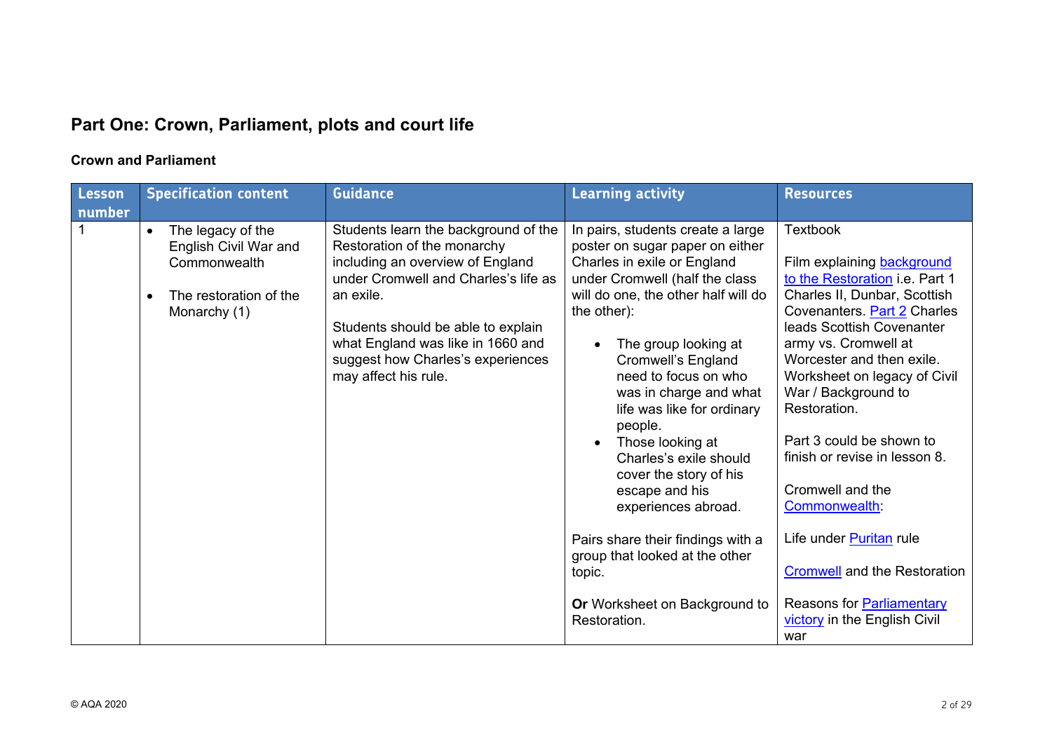## Part One: Crown, Parliament, plots and court life

### Crown and Parliament

| Lesson number | Specification content | Guidance | Learning activity | Resources |
|---|---|---|---|---|
| 1 | • The legacy of the English Civil War and Commonwealth<br><br>• The restoration of the Monarchy (1) | Students learn the background of the Restoration of the monarchy including an overview of England under Cromwell and Charles's life as an exile.<br><br>Students should be able to explain what England was like in 1660 and suggest how Charles's experiences may affect his rule. | In pairs, students create a large poster on sugar paper on either Charles in exile or England under Cromwell (half the class will do one, the other half will do the other):<br><br>• The group looking at Cromwell's England need to focus on who was in charge and what life was like for ordinary people.<br>• Those looking at Charles's exile should cover the story of his escape and his experiences abroad.<br><br>Pairs share their findings with a group that looked at the other topic.<br><br>**Or** Worksheet on Background to Restoration. | Textbook<br><br>Film explaining background to the Restoration i.e. Part 1 Charles II, Dunbar, Scottish Covenanters. Part 2 Charles leads Scottish Covenanter army vs. Cromwell at Worcester and then exile. Worksheet on legacy of Civil War / Background to Restoration.<br><br>Part 3 could be shown to finish or revise in lesson 8.<br><br>Cromwell and the Commonwealth:<br><br>Life under Puritan rule<br><br>Cromwell and the Restoration<br><br>Reasons for Parliamentary victory in the English Civil war |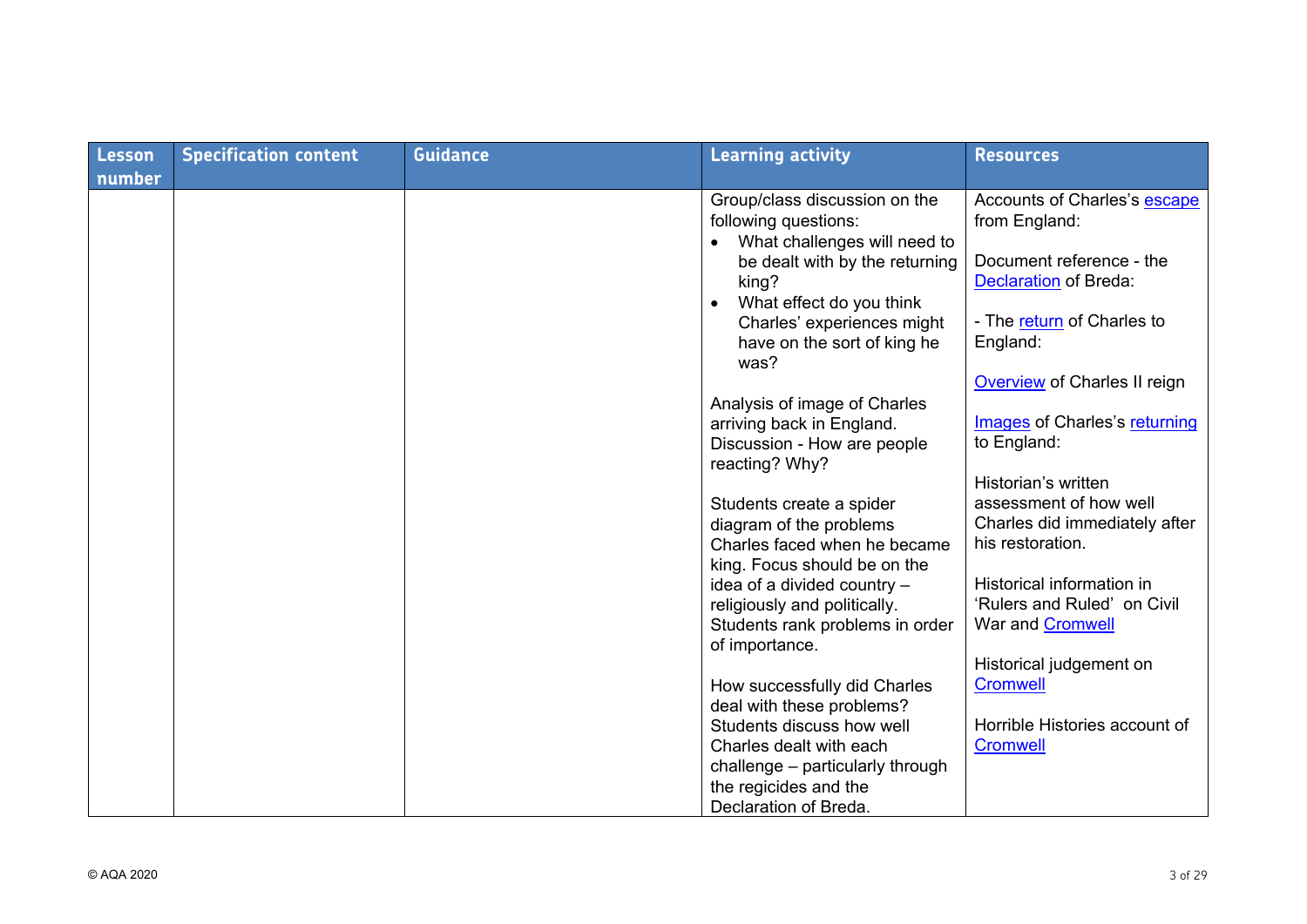| Lesson number | Specification content | Guidance | Learning activity | Resources |
|---|---|---|---|---|
| | | | Group/class discussion on the following questions:<br>• What challenges will need to be dealt with by the returning king?<br>• What effect do you think Charles' experiences might have on the sort of king he was?<br><br>Analysis of image of Charles arriving back in England. Discussion - How are people reacting? Why?<br><br>Students create a spider diagram of the problems Charles faced when he became king. Focus should be on the idea of a divided country – religiously and politically. Students rank problems in order of importance.<br><br>How successfully did Charles deal with these problems? Students discuss how well Charles dealt with each challenge – particularly through the regicides and the Declaration of Breda. | Accounts of Charles's escape from England:<br><br>Document reference - the Declaration of Breda:<br><br>- The return of Charles to England:<br><br>Overview of Charles II reign<br><br>Images of Charles's returning to England:<br><br>Historian's written assessment of how well Charles did immediately after his restoration.<br><br>Historical information in 'Rulers and Ruled' on Civil War and Cromwell<br><br>Historical judgement on Cromwell<br><br>Horrible Histories account of Cromwell |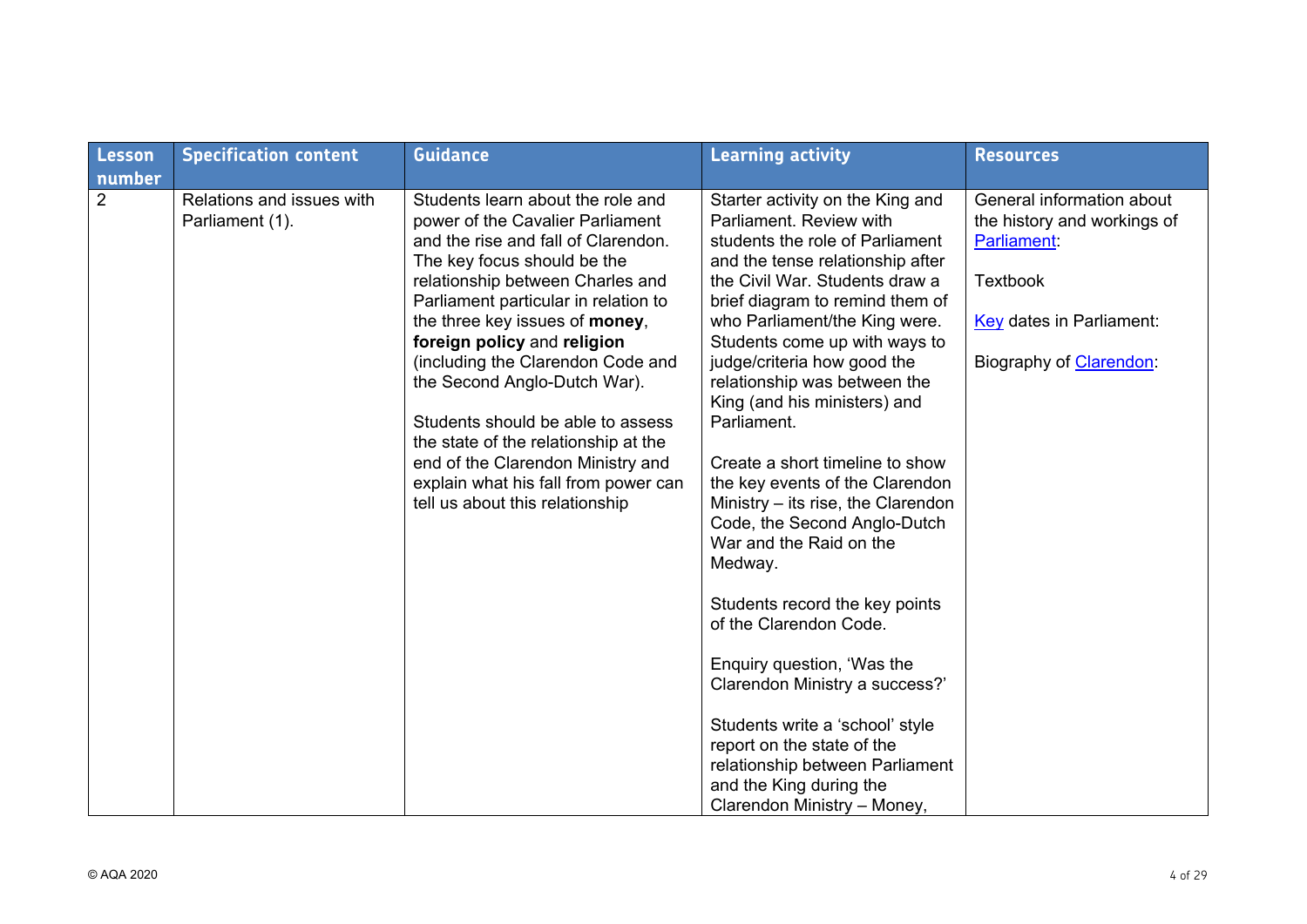| Lesson number | Specification content | Guidance | Learning activity | Resources |
|---|---|---|---|---|
| 2 | Relations and issues with Parliament (1). | Students learn about the role and power of the Cavalier Parliament and the rise and fall of Clarendon. The key focus should be the relationship between Charles and Parliament particular in relation to the three key issues of **money**, **foreign policy** and **religion** (including the Clarendon Code and the Second Anglo-Dutch War).<br><br>Students should be able to assess the state of the relationship at the end of the Clarendon Ministry and explain what his fall from power can tell us about this relationship | Starter activity on the King and Parliament. Review with students the role of Parliament and the tense relationship after the Civil War. Students draw a brief diagram to remind them of who Parliament/the King were. Students come up with ways to judge/criteria how good the relationship was between the King (and his ministers) and Parliament.<br><br>Create a short timeline to show the key events of the Clarendon Ministry – its rise, the Clarendon Code, the Second Anglo-Dutch War and the Raid on the Medway.<br><br>Students record the key points of the Clarendon Code.<br><br>Enquiry question, 'Was the Clarendon Ministry a success?'<br><br>Students write a 'school' style report on the state of the relationship between Parliament and the King during the Clarendon Ministry – Money, | General information about the history and workings of Parliament:<br><br>Textbook<br><br>Key dates in Parliament:<br><br>Biography of Clarendon: |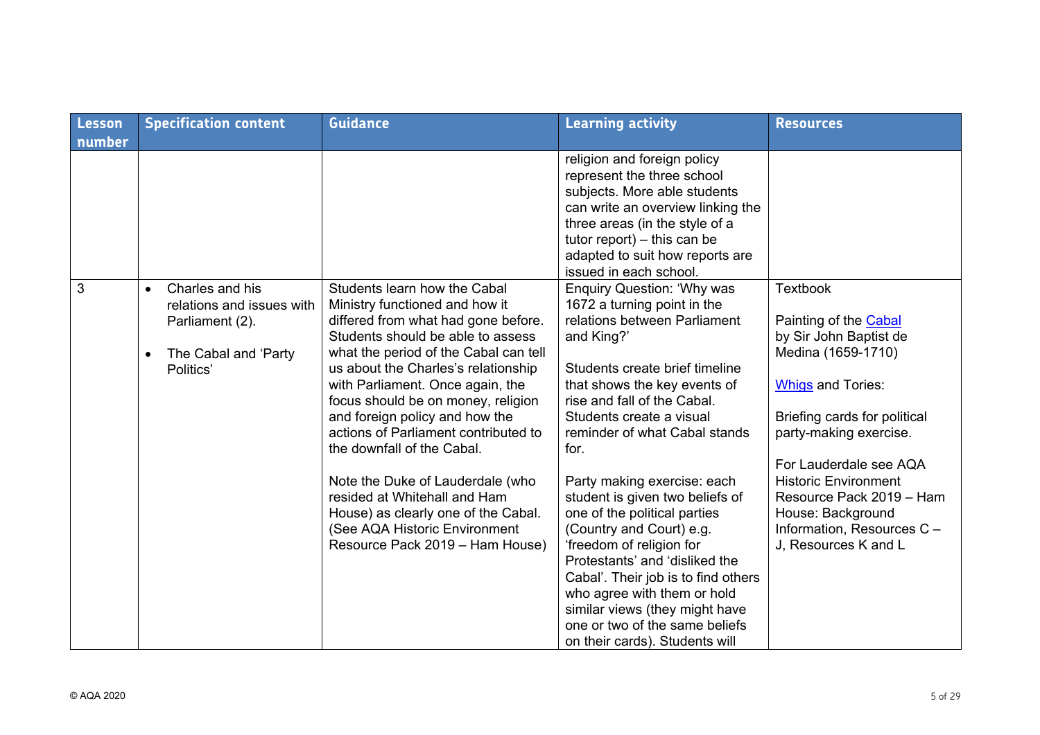| Lesson number | Specification content | Guidance | Learning activity | Resources |
|---|---|---|---|---|
| | | | religion and foreign policy represent the three school subjects. More able students can write an overview linking the three areas (in the style of a tutor report) – this can be adapted to suit how reports are issued in each school. | |
| 3 | • Charles and his relations and issues with Parliament (2).<br><br>• The Cabal and 'Party Politics' | Students learn how the Cabal Ministry functioned and how it differed from what had gone before. Students should be able to assess what the period of the Cabal can tell us about the Charles's relationship with Parliament. Once again, the focus should be on money, religion and foreign policy and how the actions of Parliament contributed to the downfall of the Cabal.<br><br>Note the Duke of Lauderdale (who resided at Whitehall and Ham House) as clearly one of the Cabal. (See AQA Historic Environment Resource Pack 2019 – Ham House) | Enquiry Question: 'Why was 1672 a turning point in the relations between Parliament and King?'<br><br>Students create brief timeline that shows the key events of rise and fall of the Cabal. Students create a visual reminder of what Cabal stands for.<br><br>Party making exercise: each student is given two beliefs of one of the political parties (Country and Court) e.g. 'freedom of religion for Protestants' and 'disliked the Cabal'. Their job is to find others who agree with them or hold similar views (they might have one or two of the same beliefs on their cards). Students will | Textbook<br><br>Painting of the Cabal by Sir John Baptist de Medina (1659-1710)<br><br>Whigs and Tories:<br><br>Briefing cards for political party-making exercise.<br><br>For Lauderdale see AQA Historic Environment Resource Pack 2019 – Ham House: Background Information, Resources C – J, Resources K and L |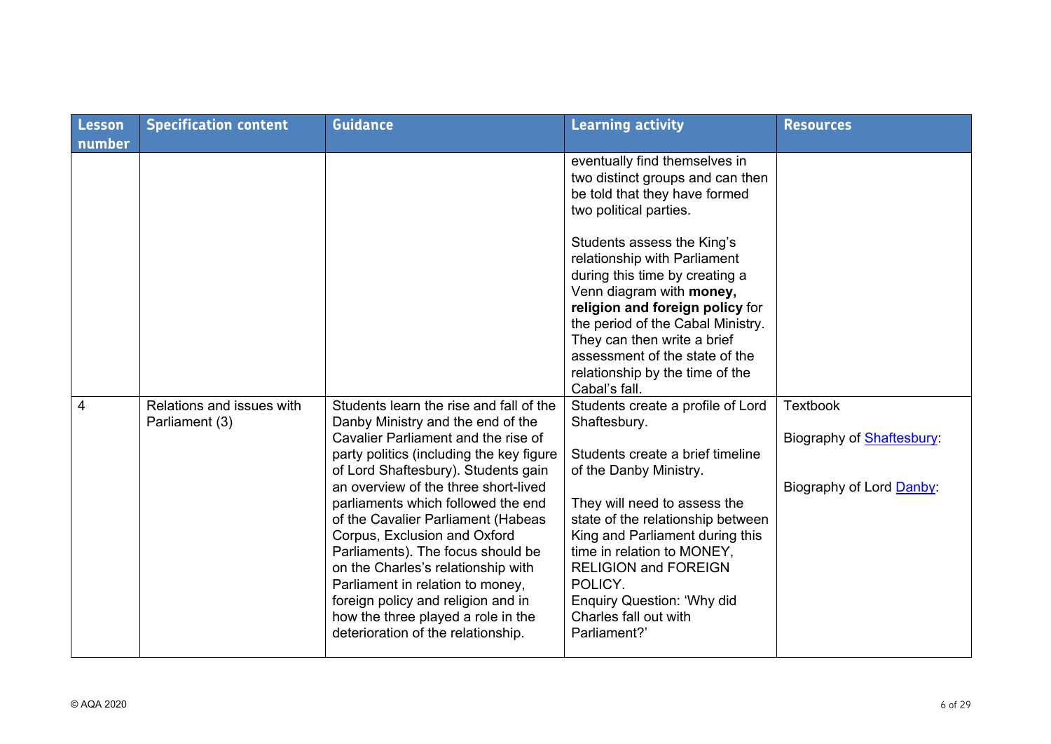| Lesson number | Specification content | Guidance | Learning activity | Resources |
|---|---|---|---|---|
| | | | eventually find themselves in two distinct groups and can then be told that they have formed two political parties.<br><br>Students assess the King's relationship with Parliament during this time by creating a Venn diagram with **money, religion and foreign policy** for the period of the Cabal Ministry. They can then write a brief assessment of the state of the relationship by the time of the Cabal's fall. | |
| 4 | Relations and issues with Parliament (3) | Students learn the rise and fall of the Danby Ministry and the end of the Cavalier Parliament and the rise of party politics (including the key figure of Lord Shaftesbury). Students gain an overview of the three short-lived parliaments which followed the end of the Cavalier Parliament (Habeas Corpus, Exclusion and Oxford Parliaments). The focus should be on the Charles's relationship with Parliament in relation to money, foreign policy and religion and in how the three played a role in the deterioration of the relationship. | Students create a profile of Lord Shaftesbury.<br><br>Students create a brief timeline of the Danby Ministry.<br><br>They will need to assess the state of the relationship between King and Parliament during this time in relation to MONEY, RELIGION and FOREIGN POLICY.<br>Enquiry Question: 'Why did Charles fall out with Parliament?' | Textbook<br><br>Biography of Shaftesbury:<br><br>Biography of Lord Danby: |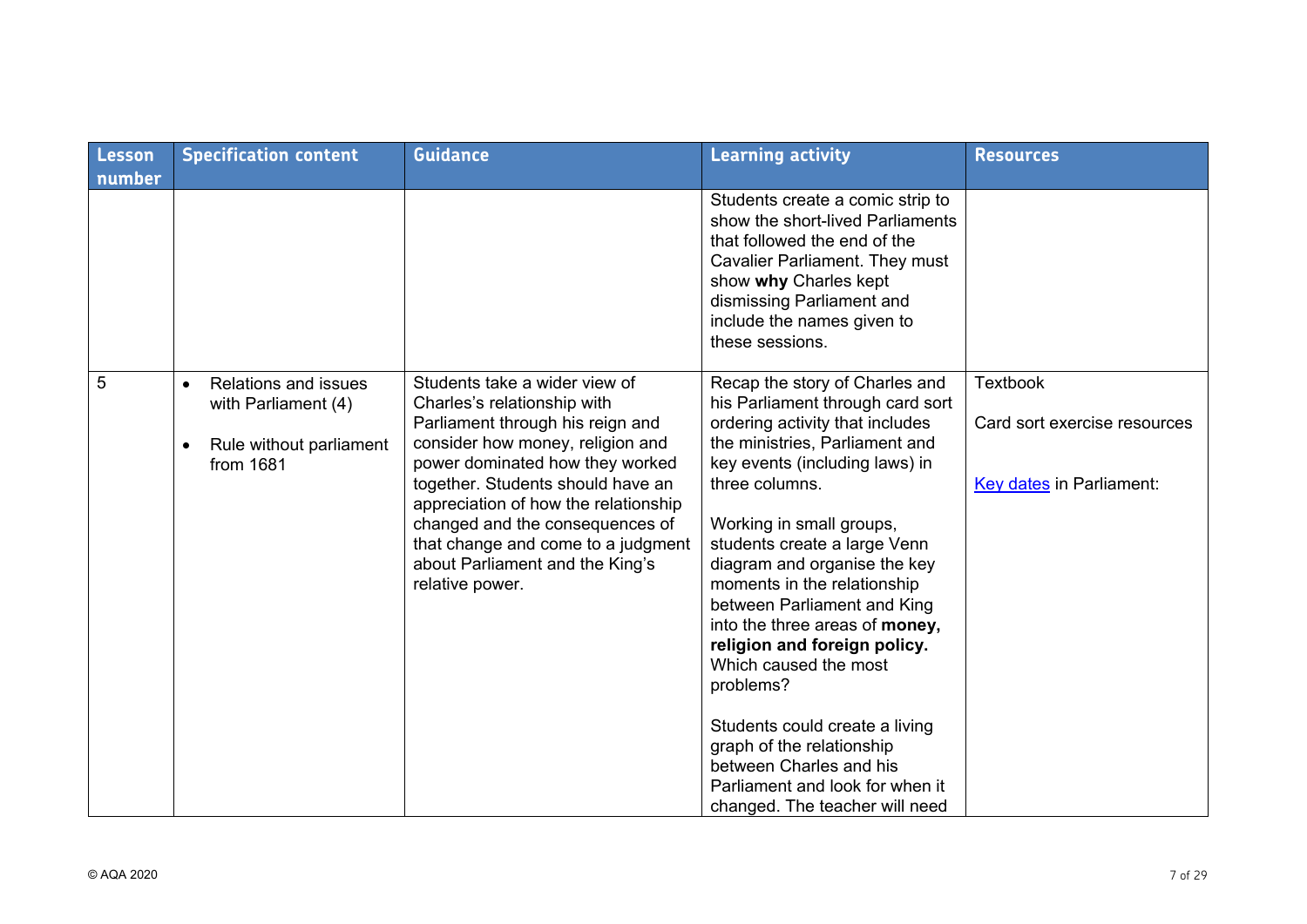| Lesson number | Specification content | Guidance | Learning activity | Resources |
|---|---|---|---|---|
| | | | Students create a comic strip to show the short-lived Parliaments that followed the end of the Cavalier Parliament. They must show **why** Charles kept dismissing Parliament and include the names given to these sessions. | |
| 5 | • Relations and issues with Parliament (4)<br><br>• Rule without parliament from 1681 | Students take a wider view of Charles's relationship with Parliament through his reign and consider how money, religion and power dominated how they worked together. Students should have an appreciation of how the relationship changed and the consequences of that change and come to a judgment about Parliament and the King's relative power. | Recap the story of Charles and his Parliament through card sort ordering activity that includes the ministries, Parliament and key events (including laws) in three columns.<br><br>Working in small groups, students create a large Venn diagram and organise the key moments in the relationship between Parliament and King into the three areas of **money, religion and foreign policy.** Which caused the most problems?<br><br>Students could create a living graph of the relationship between Charles and his Parliament and look for when it changed. The teacher will need | Textbook<br><br>Card sort exercise resources<br><br>Key dates in Parliament: |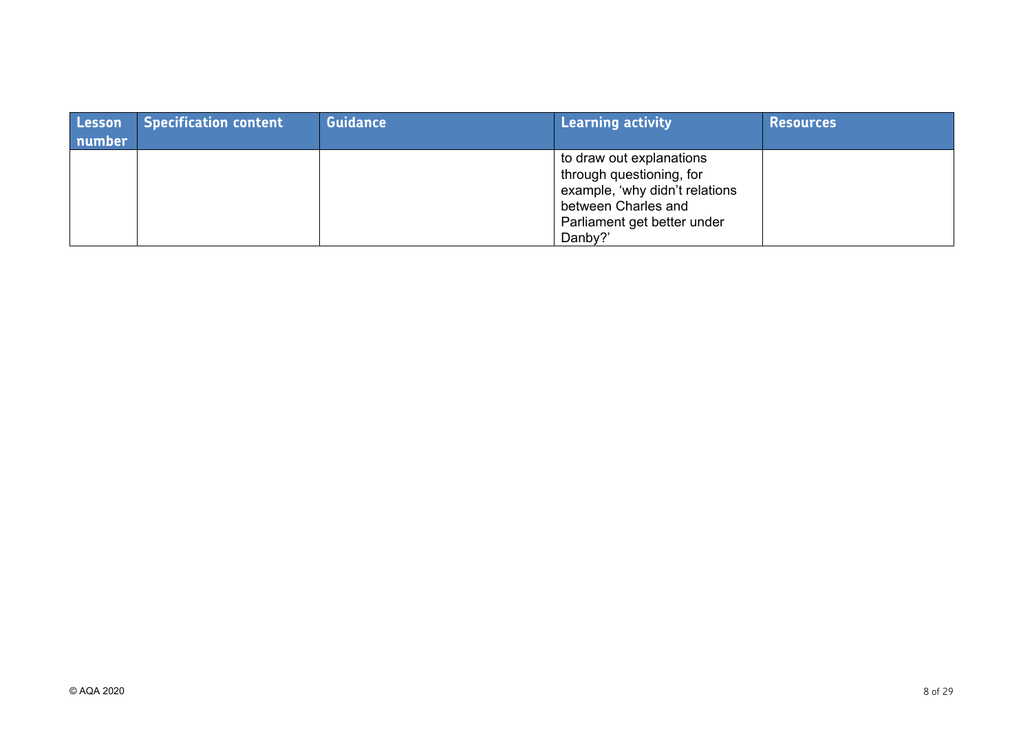| Lesson number | Specification content | Guidance | Learning activity | Resources |
|---|---|---|---|---|
| | | | to draw out explanations through questioning, for example, 'why didn't relations between Charles and Parliament get better under Danby?' | |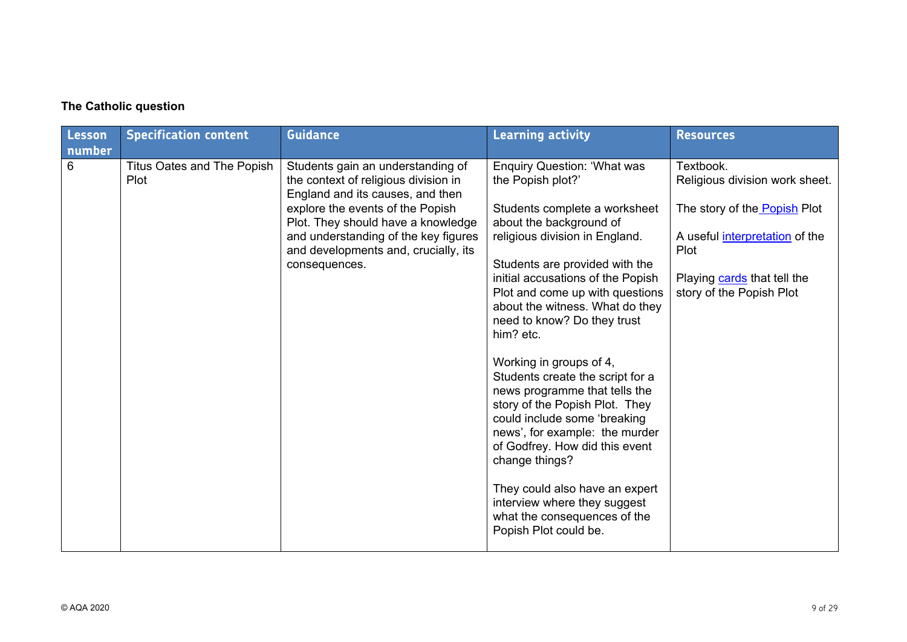**The Catholic question**

| Lesson number | Specification content | Guidance | Learning activity | Resources |
| --- | --- | --- | --- | --- |
| 6 | Titus Oates and The Popish Plot | Students gain an understanding of the context of religious division in England and its causes, and then explore the events of the Popish Plot. They should have a knowledge and understanding of the key figures and developments and, crucially, its consequences. | Enquiry Question: 'What was the Popish plot?'<br><br>Students complete a worksheet about the background of religious division in England.<br><br>Students are provided with the initial accusations of the Popish Plot and come up with questions about the witness. What do they need to know? Do they trust him? etc.<br><br>Working in groups of 4, Students create the script for a news programme that tells the story of the Popish Plot. They could include some 'breaking news', for example: the murder of Godfrey. How did this event change things?<br><br>They could also have an expert interview where they suggest what the consequences of the Popish Plot could be. | Textbook.<br>Religious division work sheet.<br><br>The story of the Popish Plot<br><br>A useful interpretation of the Plot<br><br>Playing cards that tell the story of the Popish Plot |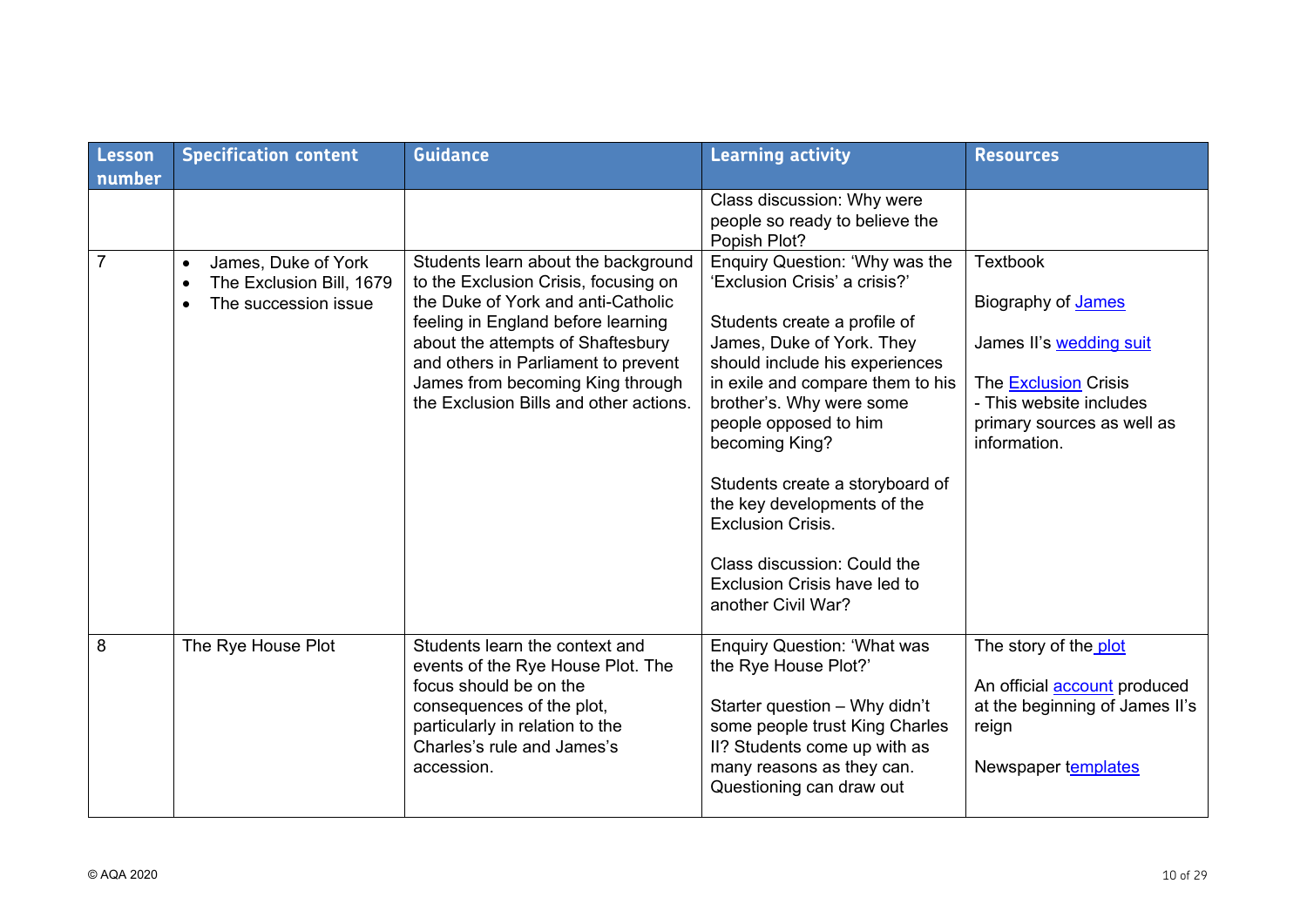| Lesson number | Specification content | Guidance | Learning activity | Resources |
|---|---|---|---|---|
| | | | Class discussion: Why were people so ready to believe the Popish Plot? | |
| 7 | • James, Duke of York<br>• The Exclusion Bill, 1679<br>• The succession issue | Students learn about the background to the Exclusion Crisis, focusing on the Duke of York and anti-Catholic feeling in England before learning about the attempts of Shaftesbury and others in Parliament to prevent James from becoming King through the Exclusion Bills and other actions. | Enquiry Question: 'Why was the 'Exclusion Crisis' a crisis?'<br><br>Students create a profile of James, Duke of York. They should include his experiences in exile and compare them to his brother's. Why were some people opposed to him becoming King?<br><br>Students create a storyboard of the key developments of the Exclusion Crisis.<br><br>Class discussion: Could the Exclusion Crisis have led to another Civil War? | Textbook<br><br>Biography of James<br><br>James II's wedding suit<br><br>The Exclusion Crisis<br>- This website includes primary sources as well as information. |
| 8 | The Rye House Plot | Students learn the context and events of the Rye House Plot. The focus should be on the consequences of the plot, particularly in relation to the Charles's rule and James's accession. | Enquiry Question: 'What was the Rye House Plot?'<br><br>Starter question – Why didn't some people trust King Charles II? Students come up with as many reasons as they can. Questioning can draw out | The story of the plot<br><br>An official account produced at the beginning of James II's reign<br><br>Newspaper templates |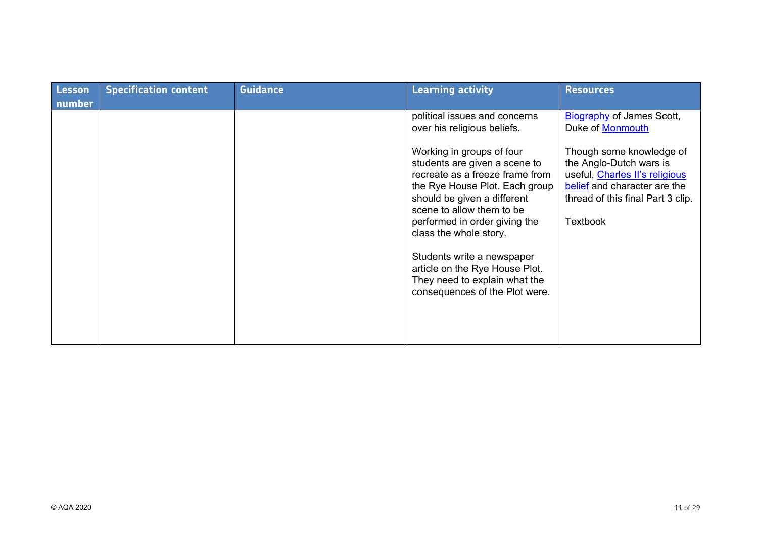| Lesson number | Specification content | Guidance | Learning activity | Resources |
|---|---|---|---|---|
| | | | political issues and concerns over his religious beliefs.<br><br>Working in groups of four students are given a scene to recreate as a freeze frame from the Rye House Plot. Each group should be given a different scene to allow them to be performed in order giving the class the whole story.<br><br>Students write a newspaper article on the Rye House Plot. They need to explain what the consequences of the Plot were. | Biography of James Scott, Duke of Monmouth<br><br>Though some knowledge of the Anglo-Dutch wars is useful, Charles II's religious belief and character are the thread of this final Part 3 clip.<br><br>Textbook |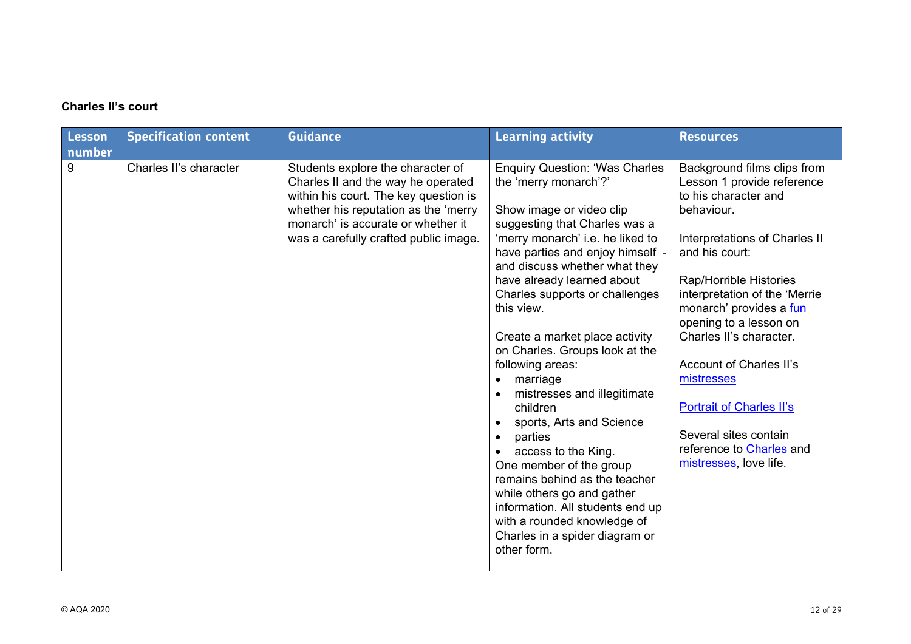**Charles II's court**

| Lesson number | Specification content | Guidance | Learning activity | Resources |
|---|---|---|---|---|
| 9 | Charles II's character | Students explore the character of Charles II and the way he operated within his court. The key question is whether his reputation as the 'merry monarch' is accurate or whether it was a carefully crafted public image. | Enquiry Question: 'Was Charles the 'merry monarch'?'<br><br>Show image or video clip suggesting that Charles was a 'merry monarch' i.e. he liked to have parties and enjoy himself - and discuss whether what they have already learned about Charles supports or challenges this view.<br><br>Create a market place activity on Charles. Groups look at the following areas:<br>• marriage<br>• mistresses and illegitimate children<br>• sports, Arts and Science<br>• parties<br>• access to the King.<br>One member of the group remains behind as the teacher while others go and gather information. All students end up with a rounded knowledge of Charles in a spider diagram or other form. | Background films clips from Lesson 1 provide reference to his character and behaviour.<br><br>Interpretations of Charles II and his court:<br><br>Rap/Horrible Histories interpretation of the 'Merrie monarch' provides a fun opening to a lesson on Charles II's character.<br><br>Account of Charles II's mistresses<br><br>Portrait of Charles II's<br><br>Several sites contain reference to Charles and mistresses, love life. |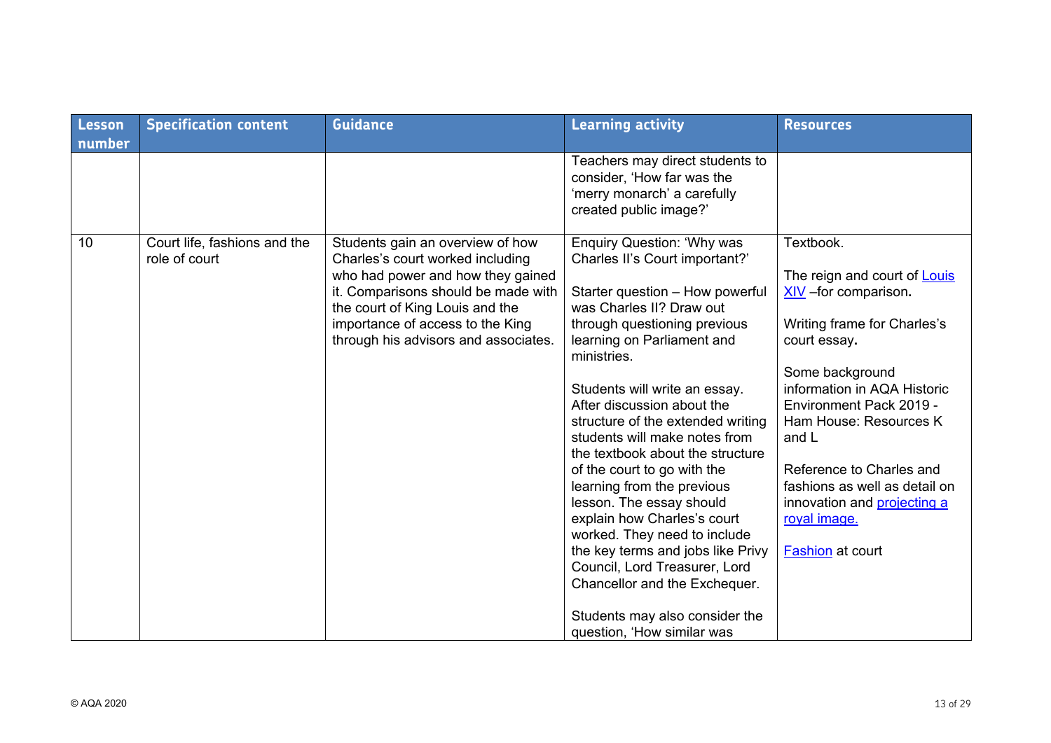| Lesson number | Specification content | Guidance | Learning activity | Resources |
|---|---|---|---|---|
| | | | Teachers may direct students to consider, 'How far was the 'merry monarch' a carefully created public image?' | |
| 10 | Court life, fashions and the role of court | Students gain an overview of how Charles's court worked including who had power and how they gained it. Comparisons should be made with the court of King Louis and the importance of access to the King through his advisors and associates. | Enquiry Question: 'Why was Charles II's Court important?'<br><br>Starter question – How powerful was Charles II? Draw out through questioning previous learning on Parliament and ministries.<br><br>Students will write an essay. After discussion about the structure of the extended writing students will make notes from the textbook about the structure of the court to go with the learning from the previous lesson. The essay should explain how Charles's court worked. They need to include the key terms and jobs like Privy Council, Lord Treasurer, Lord Chancellor and the Exchequer.<br><br>Students may also consider the question, 'How similar was | Textbook.<br><br>The reign and court of [Louis XIV]() –for comparison**.**<br><br>Writing frame for Charles's court essay**.**<br><br>Some background information in AQA Historic Environment Pack 2019 - Ham House: Resources K and L<br><br>Reference to Charles and fashions as well as detail on innovation and [projecting a royal image.]()<br><br>[Fashion]() at court |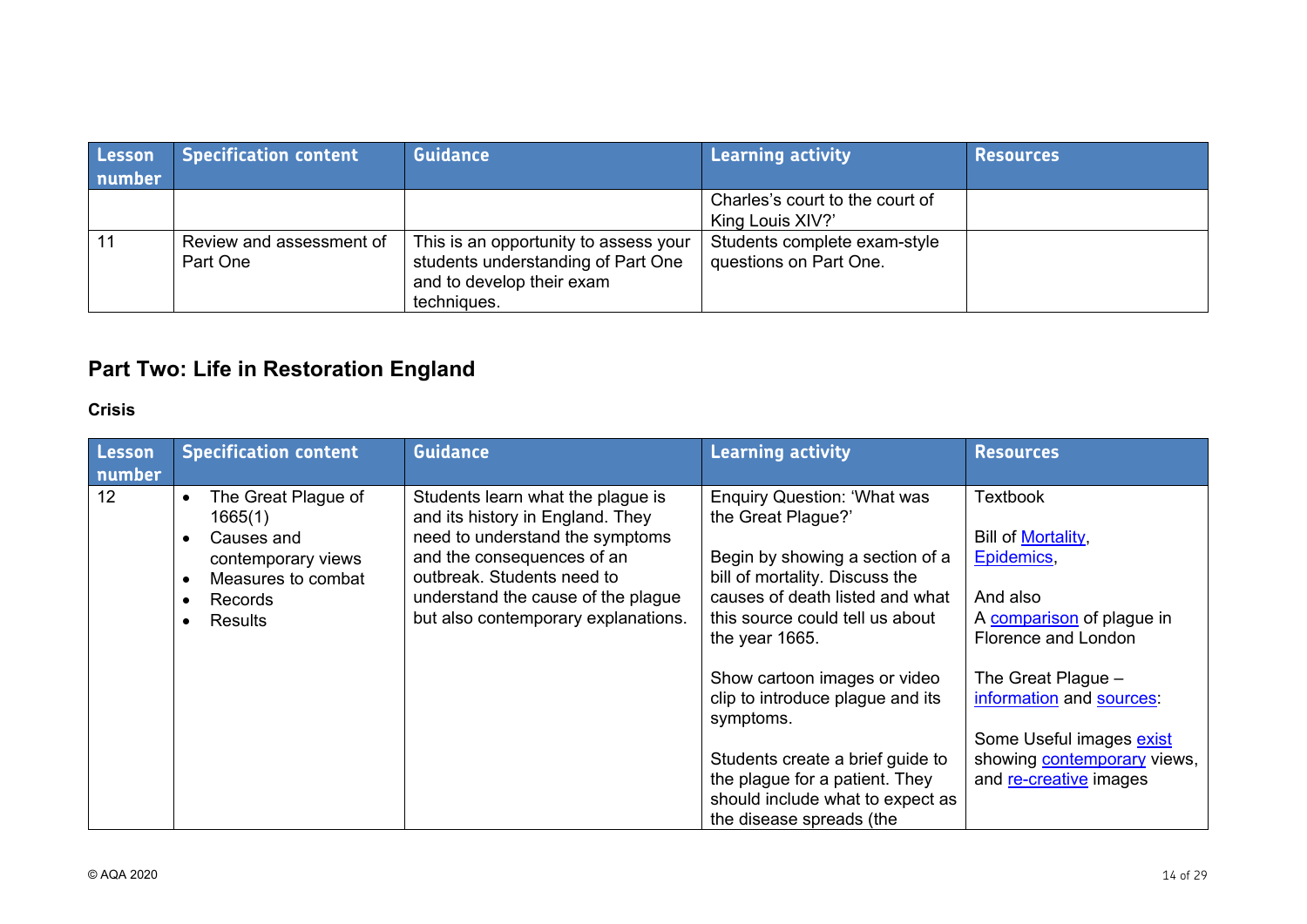| Lesson number | Specification content | Guidance | Learning activity | Resources |
| --- | --- | --- | --- | --- |
| | | | Charles's court to the court of King Louis XIV?' | |
| 11 | Review and assessment of Part One | This is an opportunity to assess your students understanding of Part One and to develop their exam techniques. | Students complete exam-style questions on Part One. | |

## Part Two: Life in Restoration England

### Crisis

| Lesson number | Specification content | Guidance | Learning activity | Resources |
| --- | --- | --- | --- | --- |
| 12 | • The Great Plague of 1665(1)<br>• Causes and contemporary views<br>• Measures to combat<br>• Records<br>• Results | Students learn what the plague is and its history in England. They need to understand the symptoms and the consequences of an outbreak. Students need to understand the cause of the plague but also contemporary explanations. | Enquiry Question: 'What was the Great Plague?'<br><br>Begin by showing a section of a bill of mortality. Discuss the causes of death listed and what this source could tell us about the year 1665.<br><br>Show cartoon images or video clip to introduce plague and its symptoms.<br><br>Students create a brief guide to the plague for a patient. They should include what to expect as the disease spreads (the | Textbook<br><br>Bill of Mortality, Epidemics,<br><br>And also<br>A comparison of plague in Florence and London<br><br>The Great Plague – information and sources:<br><br>Some Useful images exist showing contemporary views, and re-creative images |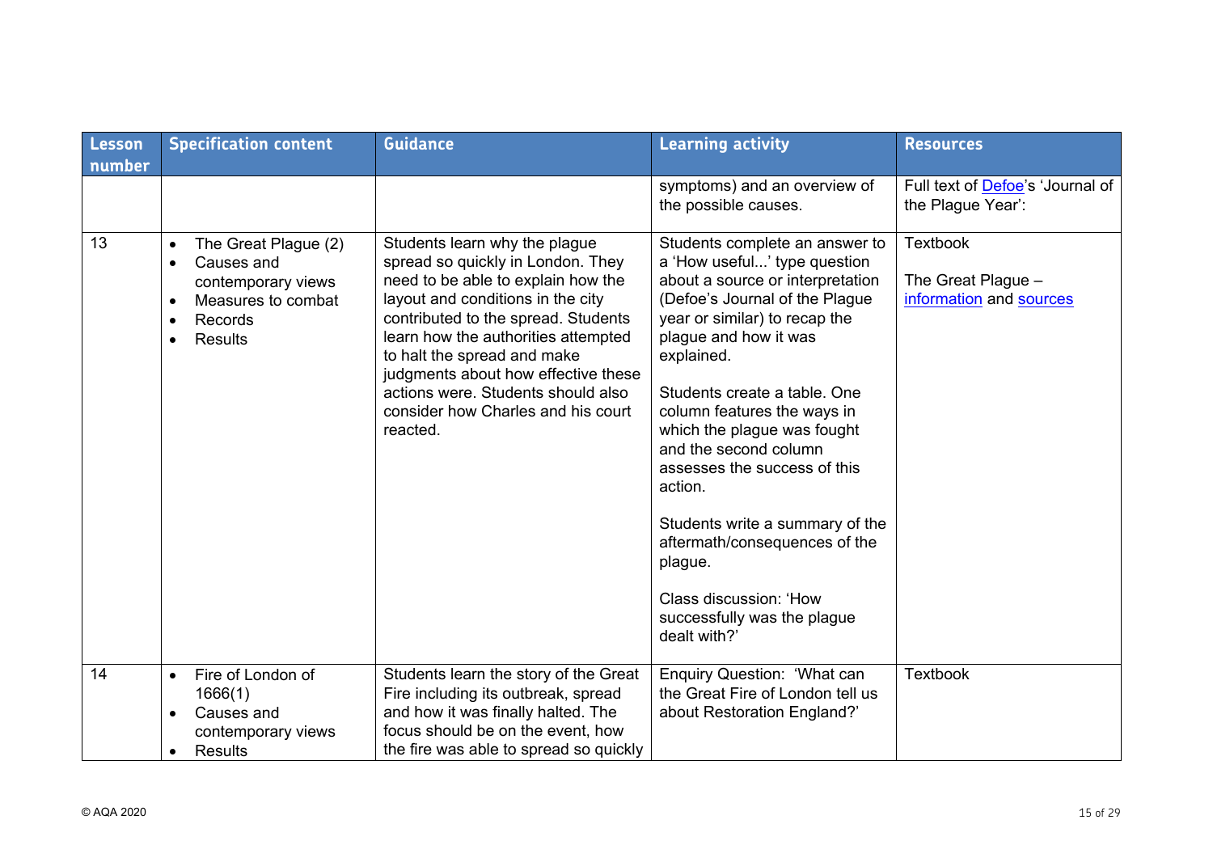| Lesson number | Specification content | Guidance | Learning activity | Resources |
|---|---|---|---|---|
| | | | symptoms) and an overview of the possible causes. | Full text of [Defoe]'s 'Journal of the Plague Year': |
| 13 | • The Great Plague (2)<br>• Causes and contemporary views<br>• Measures to combat<br>• Records<br>• Results | Students learn why the plague spread so quickly in London. They need to be able to explain how the layout and conditions in the city contributed to the spread. Students learn how the authorities attempted to halt the spread and make judgments about how effective these actions were. Students should also consider how Charles and his court reacted. | Students complete an answer to a 'How useful...' type question about a source or interpretation (Defoe's Journal of the Plague year or similar) to recap the plague and how it was explained.<br><br>Students create a table. One column features the ways in which the plague was fought and the second column assesses the success of this action.<br><br>Students write a summary of the aftermath/consequences of the plague.<br><br>Class discussion: 'How successfully was the plague dealt with?' | Textbook<br><br>The Great Plague – [information] and [sources] |
| 14 | • Fire of London of 1666(1)<br>• Causes and contemporary views<br>• Results | Students learn the story of the Great Fire including its outbreak, spread and how it was finally halted. The focus should be on the event, how the fire was able to spread so quickly | Enquiry Question: 'What can the Great Fire of London tell us about Restoration England?' | Textbook |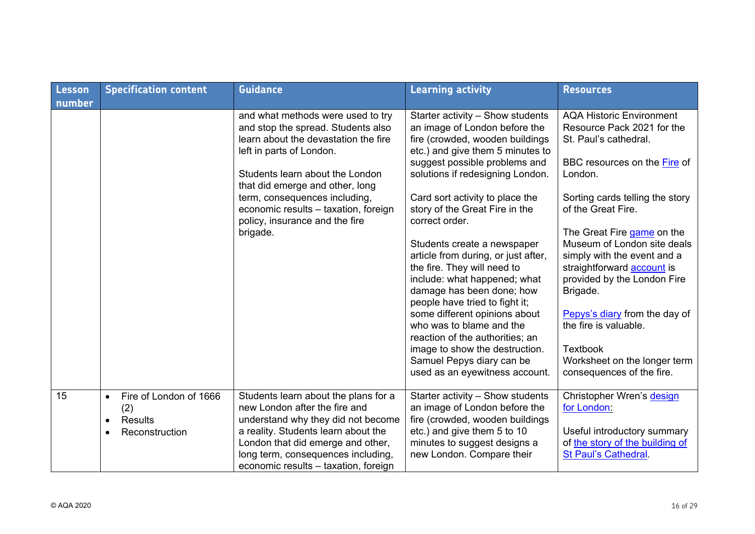| Lesson number | Specification content | Guidance | Learning activity | Resources |
|---|---|---|---|---|
| | | and what methods were used to try and stop the spread. Students also learn about the devastation the fire left in parts of London.<br><br>Students learn about the London that did emerge and other, long term, consequences including, economic results – taxation, foreign policy, insurance and the fire brigade. | Starter activity – Show students an image of London before the fire (crowded, wooden buildings etc.) and give them 5 minutes to suggest possible problems and solutions if redesigning London.<br><br>Card sort activity to place the story of the Great Fire in the correct order.<br><br>Students create a newspaper article from during, or just after, the fire. They will need to include: what happened; what damage has been done; how people have tried to fight it; some different opinions about who was to blame and the reaction of the authorities; an image to show the destruction. Samuel Pepys diary can be used as an eyewitness account. | AQA Historic Environment Resource Pack 2021 for the St. Paul's cathedral.<br><br>BBC resources on the Fire of London.<br><br>Sorting cards telling the story of the Great Fire.<br><br>The Great Fire game on the Museum of London site deals simply with the event and a straightforward account is provided by the London Fire Brigade.<br><br>Pepys's diary from the day of the fire is valuable.<br><br>Textbook<br>Worksheet on the longer term consequences of the fire. |
| 15 | • Fire of London of 1666 (2)<br>• Results<br>• Reconstruction | Students learn about the plans for a new London after the fire and understand why they did not become a reality. Students learn about the London that did emerge and other, long term, consequences including, economic results – taxation, foreign | Starter activity – Show students an image of London before the fire (crowded, wooden buildings etc.) and give them 5 to 10 minutes to suggest designs a new London. Compare their | Christopher Wren's design for London:<br><br>Useful introductory summary of the story of the building of St Paul's Cathedral. |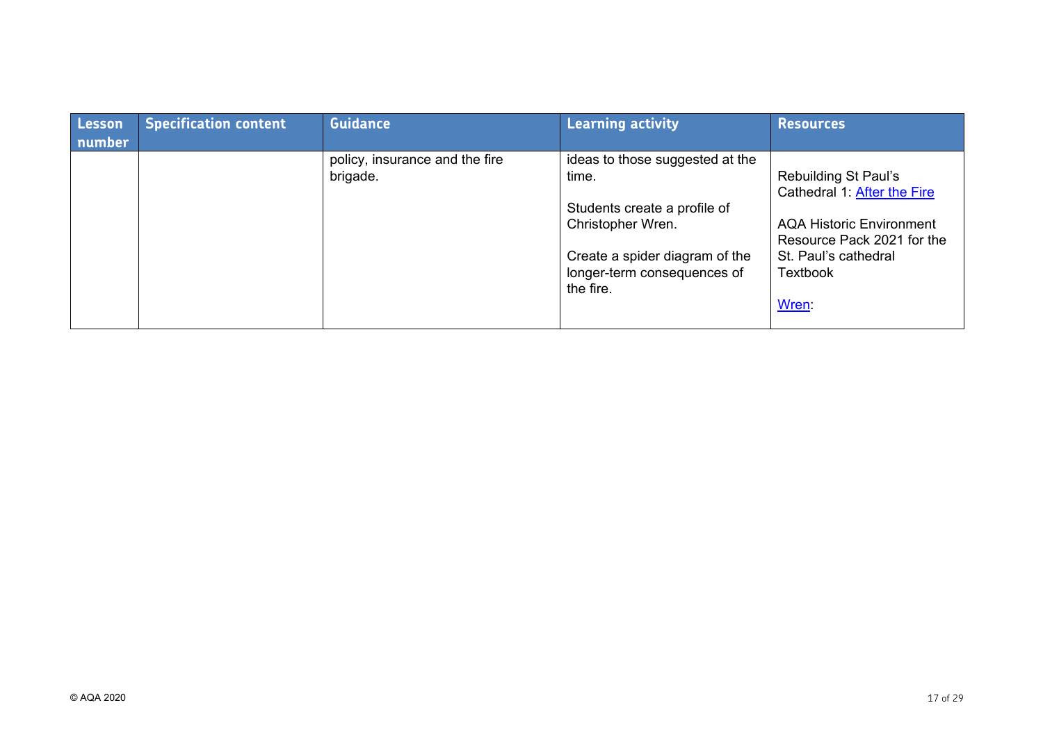| Lesson number | Specification content | Guidance | Learning activity | Resources |
|---|---|---|---|---|
| | | policy, insurance and the fire brigade. | ideas to those suggested at the time.<br><br>Students create a profile of Christopher Wren.<br><br>Create a spider diagram of the longer-term consequences of the fire. | Rebuilding St Paul's Cathedral 1: After the Fire<br><br>AQA Historic Environment Resource Pack 2021 for the St. Paul's cathedral Textbook<br><br>Wren: |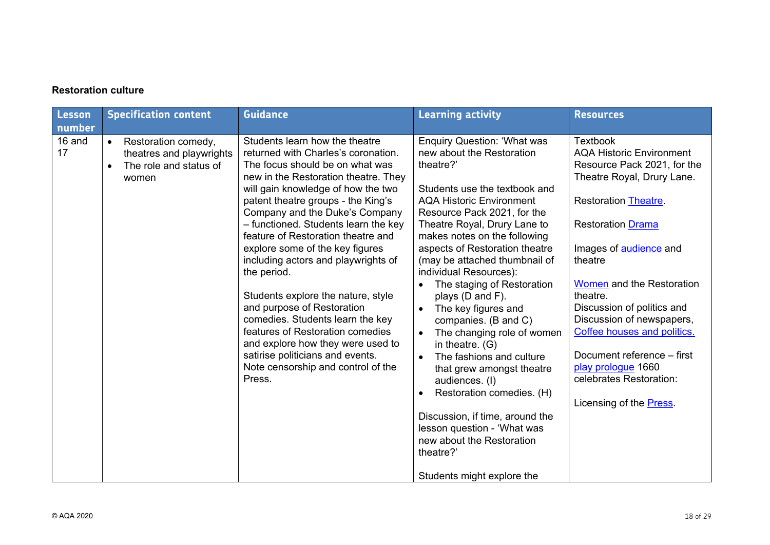**Restoration culture**

| Lesson number | Specification content | Guidance | Learning activity | Resources |
|---|---|---|---|---|
| 16 and 17 | • Restoration comedy, theatres and playwrights<br>• The role and status of women | Students learn how the theatre returned with Charles's coronation. The focus should be on what was new in the Restoration theatre. They will gain knowledge of how the two patent theatre groups - the King's Company and the Duke's Company – functioned. Students learn the key feature of Restoration theatre and explore some of the key figures including actors and playwrights of the period.<br><br>Students explore the nature, style and purpose of Restoration comedies. Students learn the key features of Restoration comedies and explore how they were used to satirise politicians and events. Note censorship and control of the Press. | Enquiry Question: 'What was new about the Restoration theatre?'<br><br>Students use the textbook and AQA Historic Environment Resource Pack 2021, for the Theatre Royal, Drury Lane to makes notes on the following aspects of Restoration theatre (may be attached thumbnail of individual Resources):<br>• The staging of Restoration plays (D and F).<br>• The key figures and companies. (B and C)<br>• The changing role of women in theatre. (G)<br>• The fashions and culture that grew amongst theatre audiences. (I)<br>• Restoration comedies. (H)<br><br>Discussion, if time, around the lesson question - 'What was new about the Restoration theatre?'<br><br>Students might explore the | Textbook<br>AQA Historic Environment Resource Pack 2021, for the Theatre Royal, Drury Lane.<br><br>Restoration Theatre.<br><br>Restoration Drama<br><br>Images of audience and theatre<br><br>Women and the Restoration theatre.<br>Discussion of politics and Discussion of newspapers, Coffee houses and politics.<br><br>Document reference – first play prologue 1660 celebrates Restoration:<br><br>Licensing of the Press. |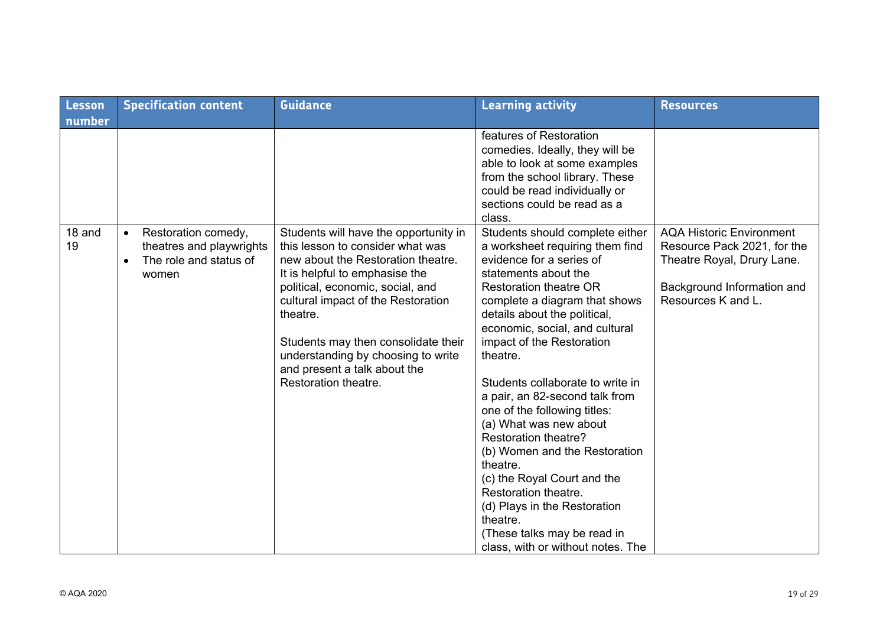| Lesson number | Specification content | Guidance | Learning activity | Resources |
|---|---|---|---|---|
| | | | features of Restoration comedies. Ideally, they will be able to look at some examples from the school library. These could be read individually or sections could be read as a class. | |
| 18 and 19 | • Restoration comedy, theatres and playwrights<br>• The role and status of women | Students will have the opportunity in this lesson to consider what was new about the Restoration theatre. It is helpful to emphasise the political, economic, social, and cultural impact of the Restoration theatre.<br><br>Students may then consolidate their understanding by choosing to write and present a talk about the Restoration theatre. | Students should complete either a worksheet requiring them find evidence for a series of statements about the Restoration theatre OR complete a diagram that shows details about the political, economic, social, and cultural impact of the Restoration theatre.<br><br>Students collaborate to write in a pair, an 82-second talk from one of the following titles:<br>(a) What was new about Restoration theatre?<br>(b) Women and the Restoration theatre.<br>(c) the Royal Court and the Restoration theatre.<br>(d) Plays in the Restoration theatre.<br>(These talks may be read in class, with or without notes. The | AQA Historic Environment Resource Pack 2021, for the Theatre Royal, Drury Lane.<br><br>Background Information and Resources K and L. |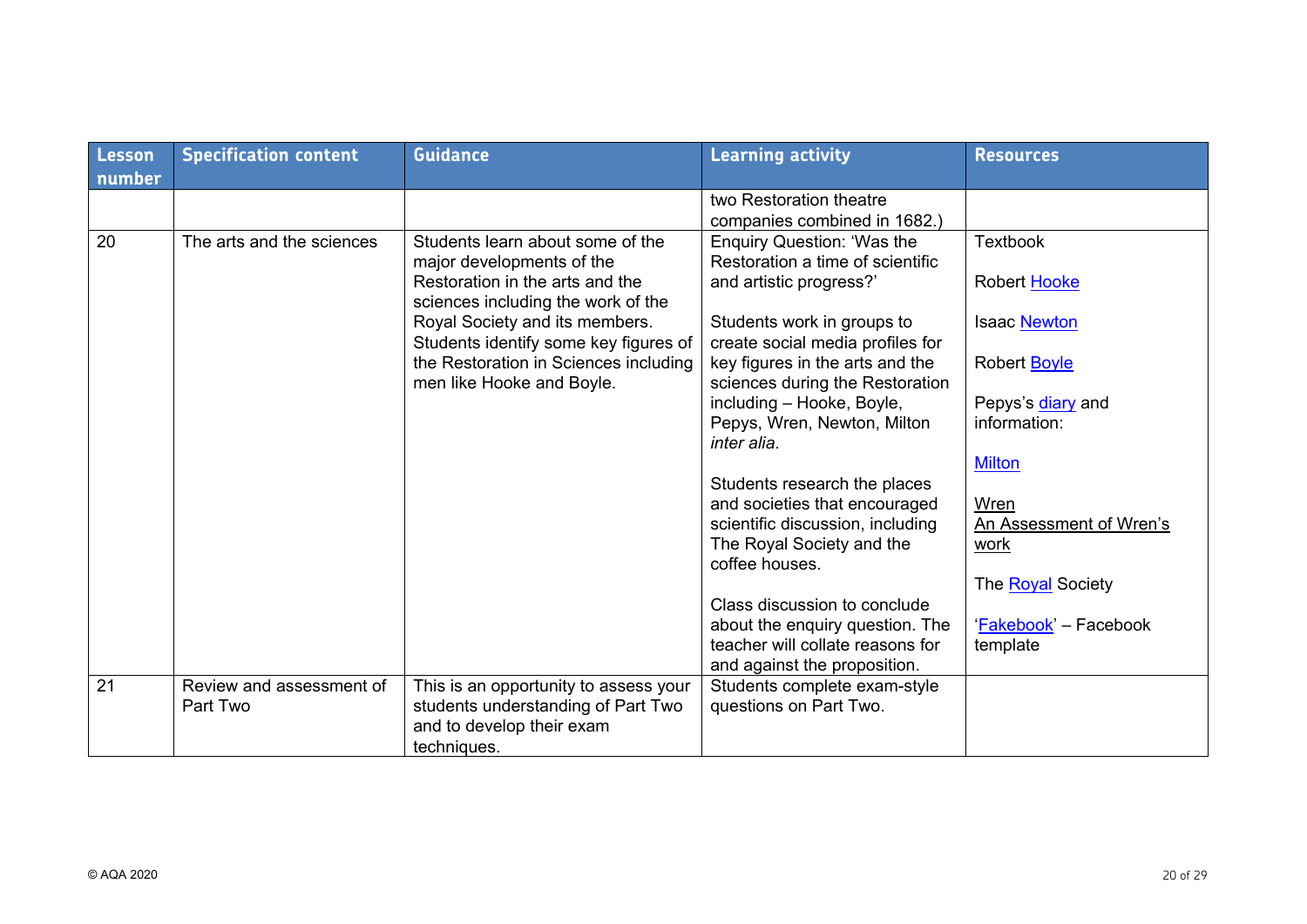| Lesson number | Specification content | Guidance | Learning activity | Resources |
|---|---|---|---|---|
| | | | two Restoration theatre companies combined in 1682.) | |
| 20 | The arts and the sciences | Students learn about some of the major developments of the Restoration in the arts and the sciences including the work of the Royal Society and its members. Students identify some key figures of the Restoration in Sciences including men like Hooke and Boyle. | Enquiry Question: 'Was the Restoration a time of scientific and artistic progress?'<br><br>Students work in groups to create social media profiles for key figures in the arts and the sciences during the Restoration including – Hooke, Boyle, Pepys, Wren, Newton, Milton *inter alia*.<br><br>Students research the places and societies that encouraged scientific discussion, including The Royal Society and the coffee houses.<br><br>Class discussion to conclude about the enquiry question. The teacher will collate reasons for and against the proposition. | Textbook<br><br>Robert Hooke<br><br>Isaac Newton<br><br>Robert Boyle<br><br>Pepys's diary and information:<br><br>Milton<br><br>Wren<br>An Assessment of Wren's work<br><br>The Royal Society<br><br>'Fakebook' – Facebook template |
| 21 | Review and assessment of Part Two | This is an opportunity to assess your students understanding of Part Two and to develop their exam techniques. | Students complete exam-style questions on Part Two. | |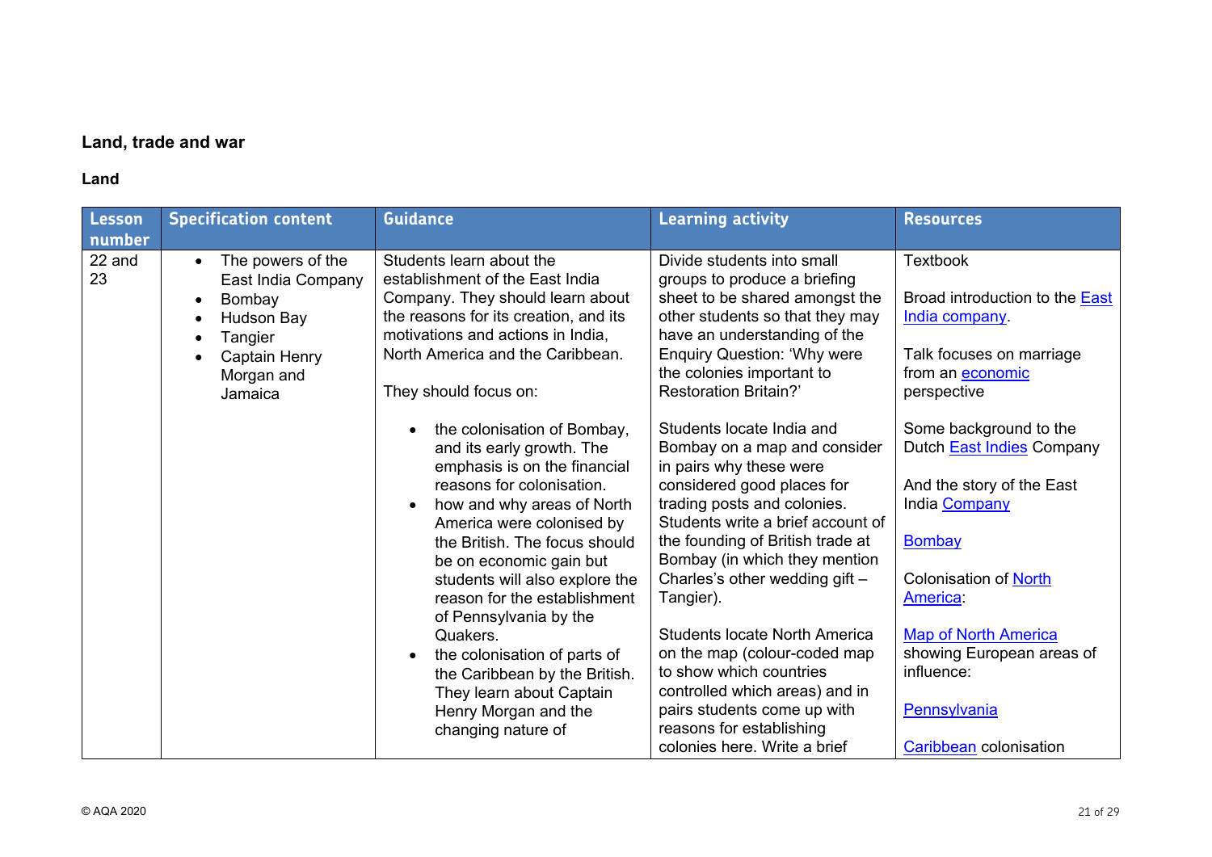## Land, trade and war

### Land

| Lesson number | Specification content | Guidance | Learning activity | Resources |
|---|---|---|---|---|
| 22 and 23 | • The powers of the East India Company<br>• Bombay<br>• Hudson Bay<br>• Tangier<br>• Captain Henry Morgan and Jamaica | Students learn about the establishment of the East India Company. They should learn about the reasons for its creation, and its motivations and actions in India, North America and the Caribbean.<br><br>They should focus on:<br><br>• the colonisation of Bombay, and its early growth. The emphasis is on the financial reasons for colonisation.<br>• how and why areas of North America were colonised by the British. The focus should be on economic gain but students will also explore the reason for the establishment of Pennsylvania by the Quakers.<br>• the colonisation of parts of the Caribbean by the British. They learn about Captain Henry Morgan and the changing nature of | Divide students into small groups to produce a briefing sheet to be shared amongst the other students so that they may have an understanding of the Enquiry Question: 'Why were the colonies important to Restoration Britain?'<br><br>Students locate India and Bombay on a map and consider in pairs why these were considered good places for trading posts and colonies. Students write a brief account of the founding of British trade at Bombay (in which they mention Charles's other wedding gift – Tangier).<br><br>Students locate North America on the map (colour-coded map to show which countries controlled which areas) and in pairs students come up with reasons for establishing colonies here. Write a brief | Textbook<br><br>Broad introduction to the East India company.<br><br>Talk focuses on marriage from an economic perspective<br><br>Some background to the Dutch East Indies Company<br><br>And the story of the East India Company<br><br>Bombay<br><br>Colonisation of North America:<br><br>Map of North America showing European areas of influence:<br><br>Pennsylvania<br><br>Caribbean colonisation |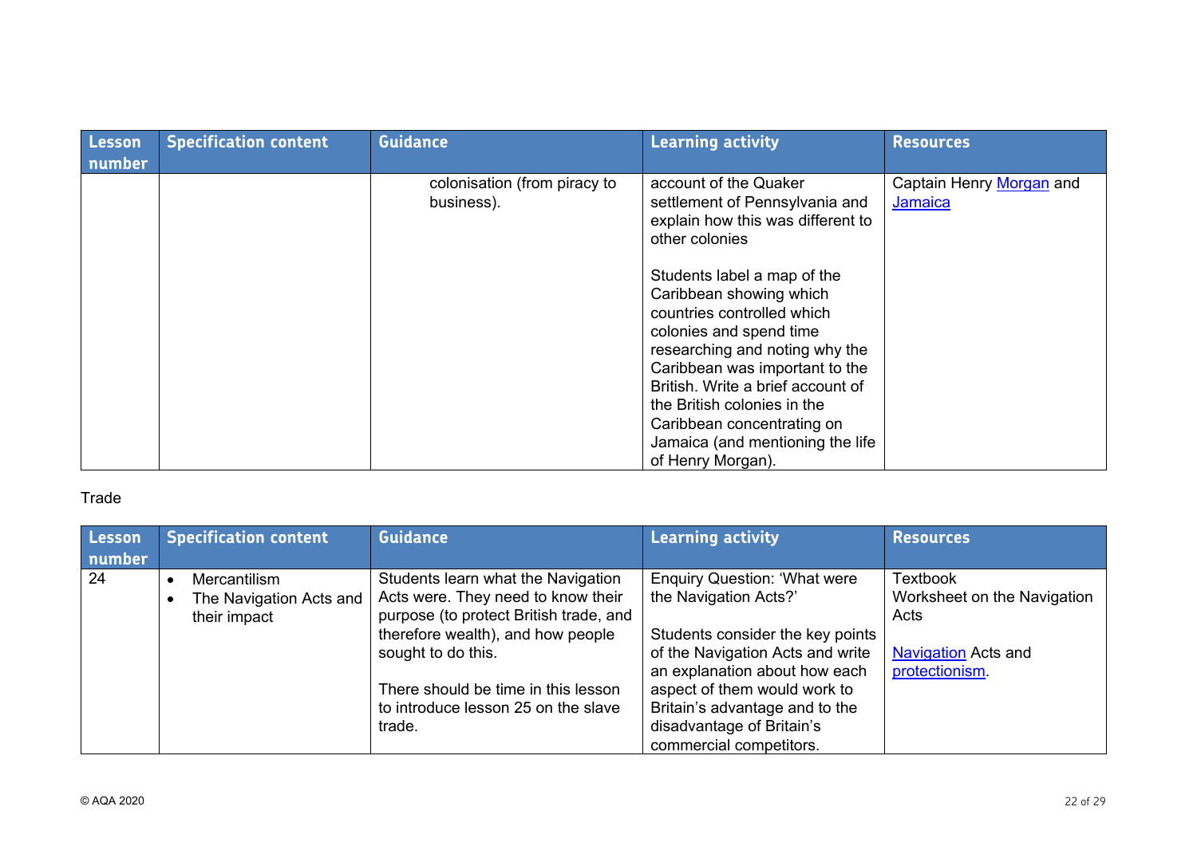| Lesson number | Specification content | Guidance | Learning activity | Resources |
| --- | --- | --- | --- | --- |
| | | colonisation (from piracy to business). | account of the Quaker settlement of Pennsylvania and explain how this was different to other colonies<br><br>Students label a map of the Caribbean showing which countries controlled which colonies and spend time researching and noting why the Caribbean was important to the British. Write a brief account of the British colonies in the Caribbean concentrating on Jamaica (and mentioning the life of Henry Morgan). | Captain Henry Morgan and Jamaica |

Trade

| Lesson number | Specification content | Guidance | Learning activity | Resources |
| --- | --- | --- | --- | --- |
| 24 | • Mercantilism<br>• The Navigation Acts and their impact | Students learn what the Navigation Acts were. They need to know their purpose (to protect British trade, and therefore wealth), and how people sought to do this.<br><br>There should be time in this lesson to introduce lesson 25 on the slave trade. | Enquiry Question: 'What were the Navigation Acts?'<br><br>Students consider the key points of the Navigation Acts and write an explanation about how each aspect of them would work to Britain's advantage and to the disadvantage of Britain's commercial competitors. | Textbook<br>Worksheet on the Navigation Acts<br><br>Navigation Acts and protectionism. |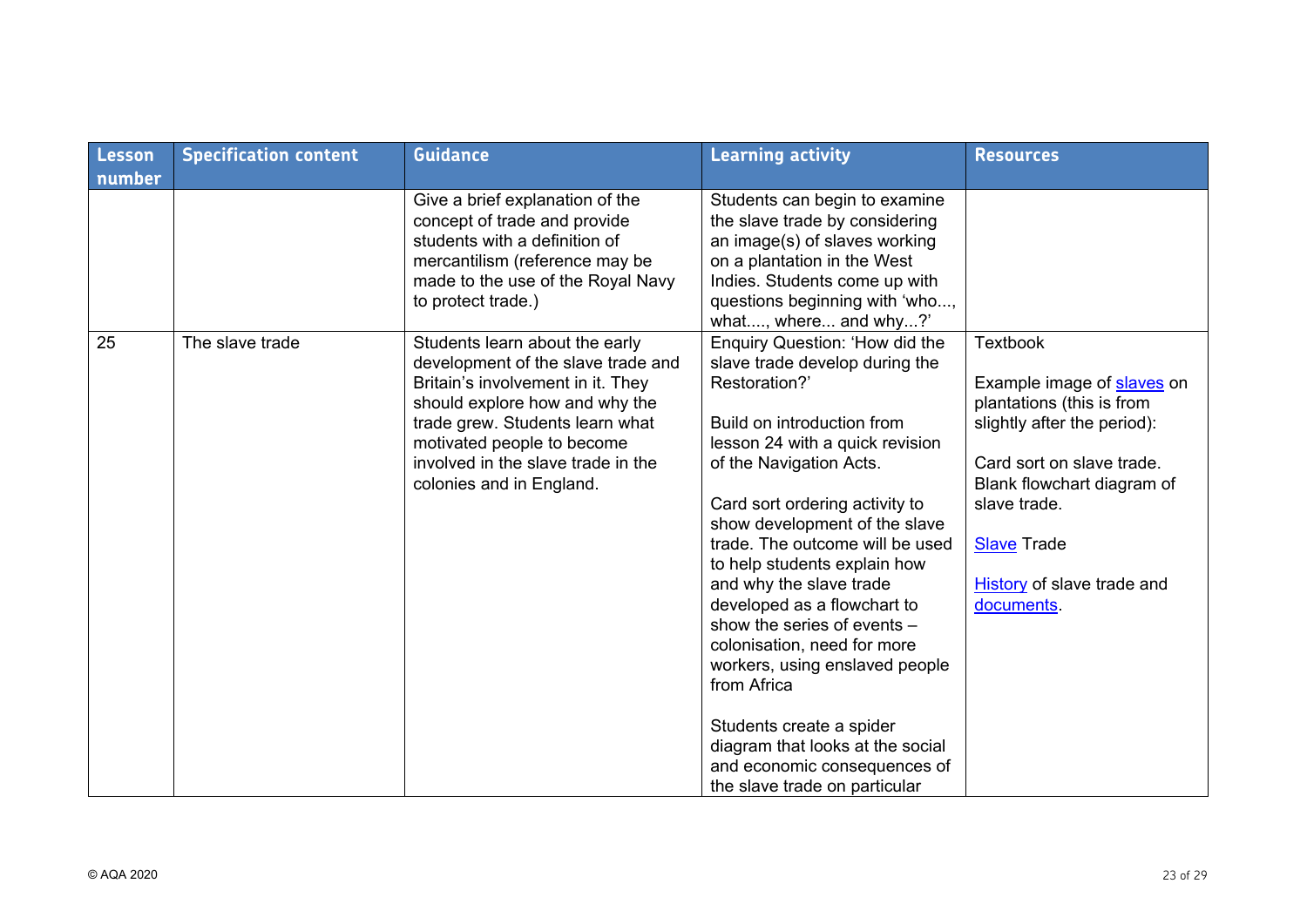| Lesson number | Specification content | Guidance | Learning activity | Resources |
|---|---|---|---|---|
| | | Give a brief explanation of the concept of trade and provide students with a definition of mercantilism (reference may be made to the use of the Royal Navy to protect trade.) | Students can begin to examine the slave trade by considering an image(s) of slaves working on a plantation in the West Indies. Students come up with questions beginning with 'who..., what...., where... and why...?' | |
| 25 | The slave trade | Students learn about the early development of the slave trade and Britain's involvement in it. They should explore how and why the trade grew. Students learn what motivated people to become involved in the slave trade in the colonies and in England. | Enquiry Question: 'How did the slave trade develop during the Restoration?'<br><br>Build on introduction from lesson 24 with a quick revision of the Navigation Acts.<br><br>Card sort ordering activity to show development of the slave trade. The outcome will be used to help students explain how and why the slave trade developed as a flowchart to show the series of events – colonisation, need for more workers, using enslaved people from Africa<br><br>Students create a spider diagram that looks at the social and economic consequences of the slave trade on particular | Textbook<br><br>Example image of slaves on plantations (this is from slightly after the period):<br><br>Card sort on slave trade. Blank flowchart diagram of slave trade.<br><br>Slave Trade<br><br>History of slave trade and documents. |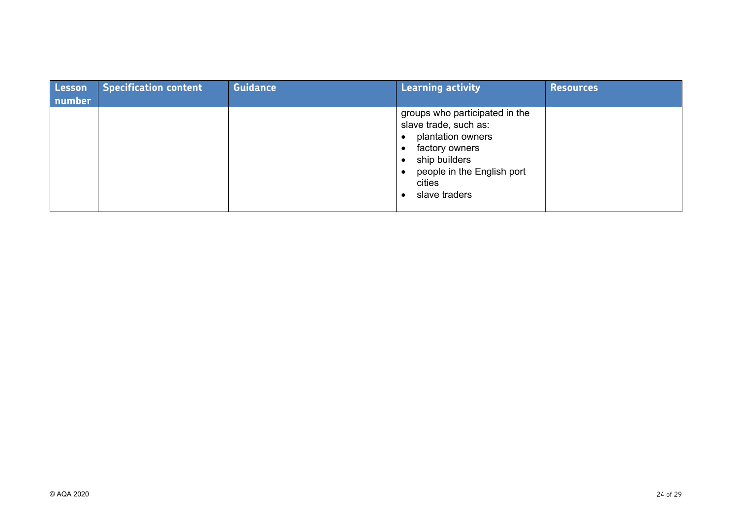| Lesson number | Specification content | Guidance | Learning activity | Resources |
|---|---|---|---|---|
| | | | groups who participated in the slave trade, such as:<br>• plantation owners<br>• factory owners<br>• ship builders<br>• people in the English port cities<br>• slave traders | |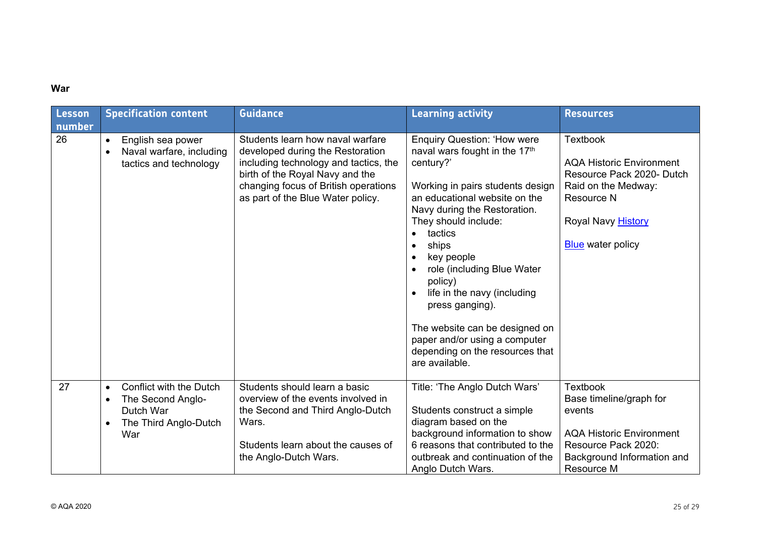**War**

| Lesson number | Specification content | Guidance | Learning activity | Resources |
|---|---|---|---|---|
| 26 | • English sea power<br>• Naval warfare, including tactics and technology | Students learn how naval warfare developed during the Restoration including technology and tactics, the birth of the Royal Navy and the changing focus of British operations as part of the Blue Water policy. | Enquiry Question: 'How were naval wars fought in the 17th century?'<br><br>Working in pairs students design an educational website on the Navy during the Restoration. They should include:<br>• tactics<br>• ships<br>• key people<br>• role (including Blue Water policy)<br>• life in the navy (including press ganging).<br><br>The website can be designed on paper and/or using a computer depending on the resources that are available. | Textbook<br><br>AQA Historic Environment Resource Pack 2020- Dutch Raid on the Medway: Resource N<br><br>Royal Navy History<br><br>Blue water policy |
| 27 | • Conflict with the Dutch<br>• The Second Anglo-Dutch War<br>• The Third Anglo-Dutch War | Students should learn a basic overview of the events involved in the Second and Third Anglo-Dutch Wars.<br><br>Students learn about the causes of the Anglo-Dutch Wars. | Title: 'The Anglo Dutch Wars'<br><br>Students construct a simple diagram based on the background information to show 6 reasons that contributed to the outbreak and continuation of the Anglo Dutch Wars. | Textbook<br>Base timeline/graph for events<br><br>AQA Historic Environment Resource Pack 2020: Background Information and Resource M |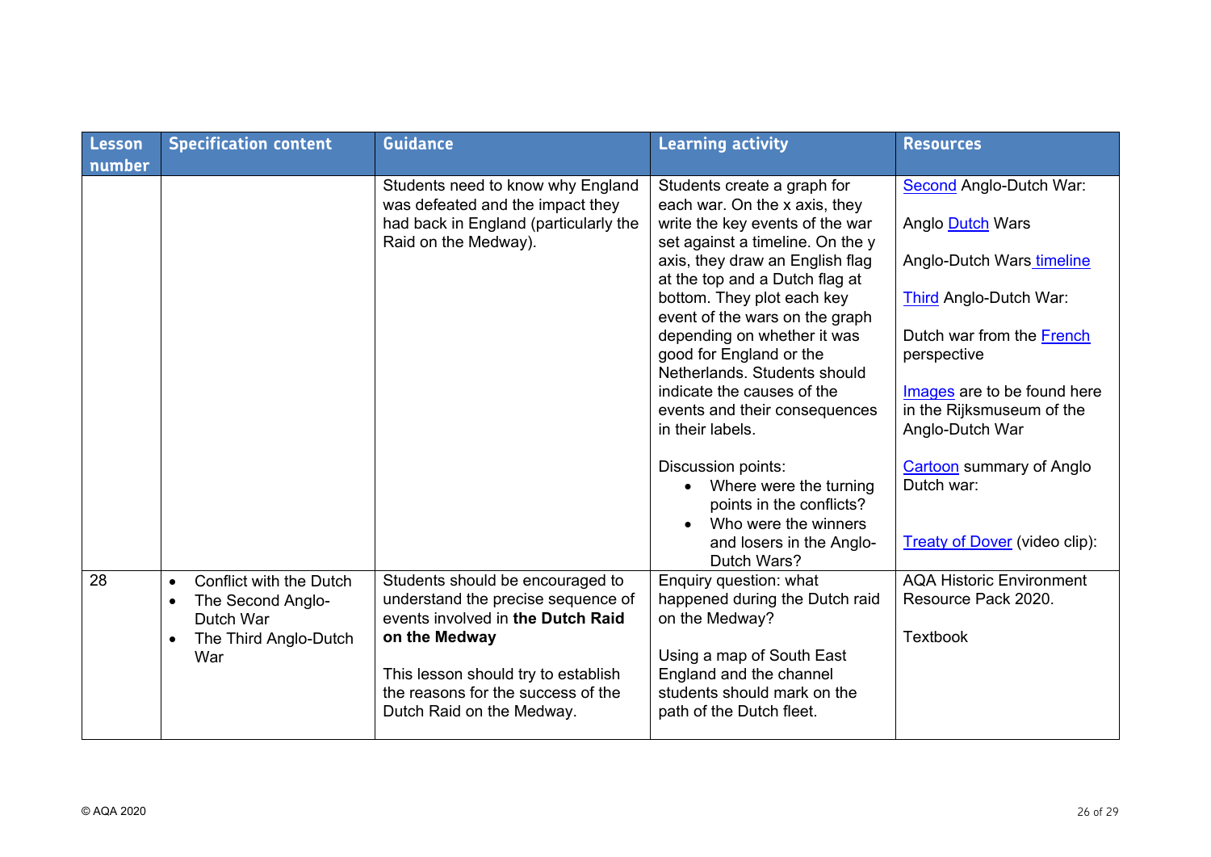| Lesson number | Specification content | Guidance | Learning activity | Resources |
|---|---|---|---|---|
| | | Students need to know why England was defeated and the impact they had back in England (particularly the Raid on the Medway). | Students create a graph for each war. On the x axis, they write the key events of the war set against a timeline. On the y axis, they draw an English flag at the top and a Dutch flag at bottom. They plot each key event of the wars on the graph depending on whether it was good for England or the Netherlands. Students should indicate the causes of the events and their consequences in their labels.<br><br>Discussion points:<ul><li>Where were the turning points in the conflicts?</li><li>Who were the winners and losers in the Anglo-Dutch Wars?</li></ul> | Second Anglo-Dutch War:<br><br>Anglo Dutch Wars<br><br>Anglo-Dutch Wars timeline<br><br>Third Anglo-Dutch War:<br><br>Dutch war from the French perspective<br><br>Images are to be found here in the Rijksmuseum of the Anglo-Dutch War<br><br>Cartoon summary of Anglo Dutch war:<br><br>Treaty of Dover (video clip): |
| 28 | <ul><li>Conflict with the Dutch</li><li>The Second Anglo-Dutch War</li><li>The Third Anglo-Dutch War</li></ul> | Students should be encouraged to understand the precise sequence of events involved in **the Dutch Raid on the Medway**<br><br>This lesson should try to establish the reasons for the success of the Dutch Raid on the Medway. | Enquiry question: what happened during the Dutch raid on the Medway?<br><br>Using a map of South East England and the channel students should mark on the path of the Dutch fleet. | AQA Historic Environment Resource Pack 2020.<br><br>Textbook |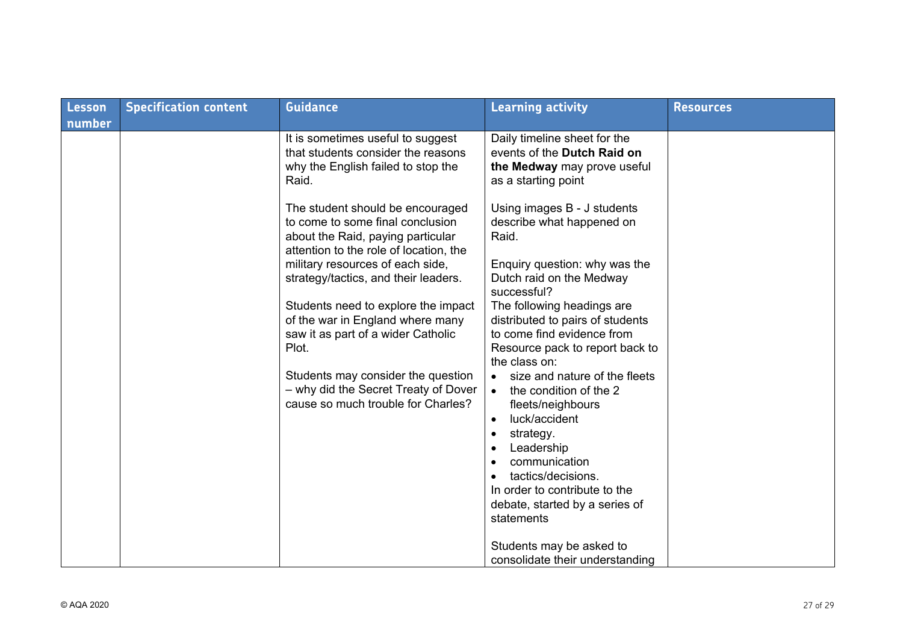| Lesson number | Specification content | Guidance | Learning activity | Resources |
|---|---|---|---|---|
| | | It is sometimes useful to suggest that students consider the reasons why the English failed to stop the Raid.<br><br>The student should be encouraged to come to some final conclusion about the Raid, paying particular attention to the role of location, the military resources of each side, strategy/tactics, and their leaders.<br><br>Students need to explore the impact of the war in England where many saw it as part of a wider Catholic Plot.<br><br>Students may consider the question – why did the Secret Treaty of Dover cause so much trouble for Charles? | Daily timeline sheet for the events of the **Dutch Raid on the Medway** may prove useful as a starting point<br><br>Using images B - J students describe what happened on Raid.<br><br>Enquiry question: why was the Dutch raid on the Medway successful?<br>The following headings are distributed to pairs of students to come find evidence from Resource pack to report back to the class on:<br>• size and nature of the fleets<br>• the condition of the 2 fleets/neighbours<br>• luck/accident<br>• strategy.<br>• Leadership<br>• communication<br>• tactics/decisions.<br>In order to contribute to the debate, started by a series of statements<br><br>Students may be asked to consolidate their understanding | |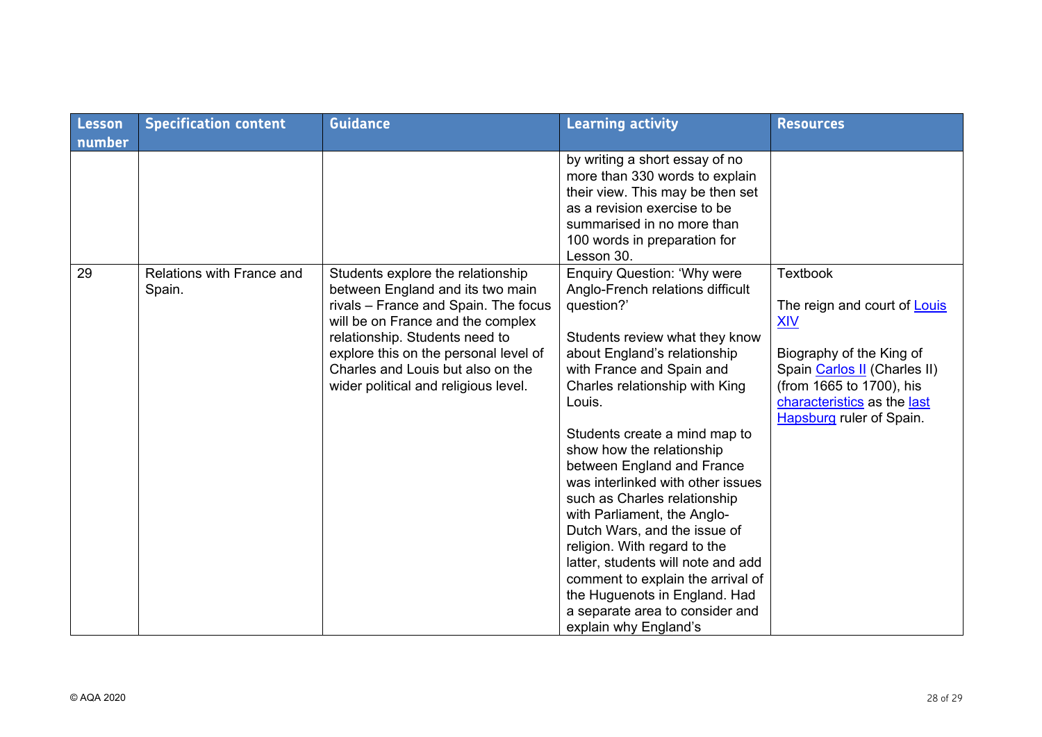| Lesson number | Specification content | Guidance | Learning activity | Resources |
|---|---|---|---|---|
| | | | by writing a short essay of no more than 330 words to explain their view. This may be then set as a revision exercise to be summarised in no more than 100 words in preparation for Lesson 30. | |
| 29 | Relations with France and Spain. | Students explore the relationship between England and its two main rivals – France and Spain. The focus will be on France and the complex relationship. Students need to explore this on the personal level of Charles and Louis but also on the wider political and religious level. | Enquiry Question: 'Why were Anglo-French relations difficult question?'<br><br>Students review what they know about England's relationship with France and Spain and Charles relationship with King Louis.<br><br>Students create a mind map to show how the relationship between England and France was interlinked with other issues such as Charles relationship with Parliament, the Anglo-Dutch Wars, and the issue of religion. With regard to the latter, students will note and add comment to explain the arrival of the Huguenots in England. Had a separate area to consider and explain why England's | Textbook<br><br>The reign and court of Louis XIV<br><br>Biography of the King of Spain Carlos II (Charles II) (from 1665 to 1700), his characteristics as the last Hapsburg ruler of Spain. |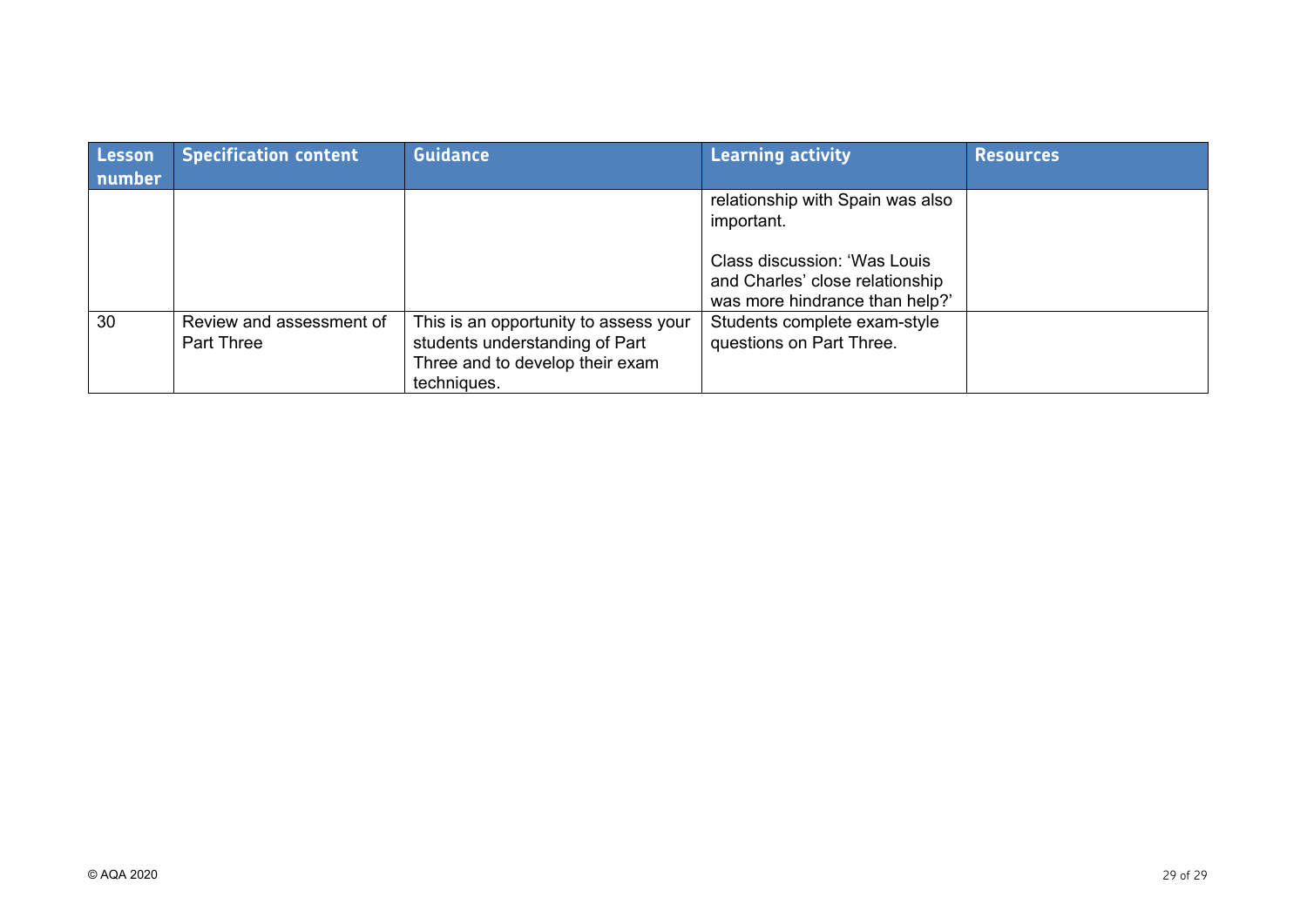| Lesson number | Specification content | Guidance | Learning activity | Resources |
|---|---|---|---|---|
| | | | relationship with Spain was also important.<br><br>Class discussion: 'Was Louis and Charles' close relationship was more hindrance than help?' | |
| 30 | Review and assessment of Part Three | This is an opportunity to assess your students understanding of Part Three and to develop their exam techniques. | Students complete exam-style questions on Part Three. | |

© AQA 2020